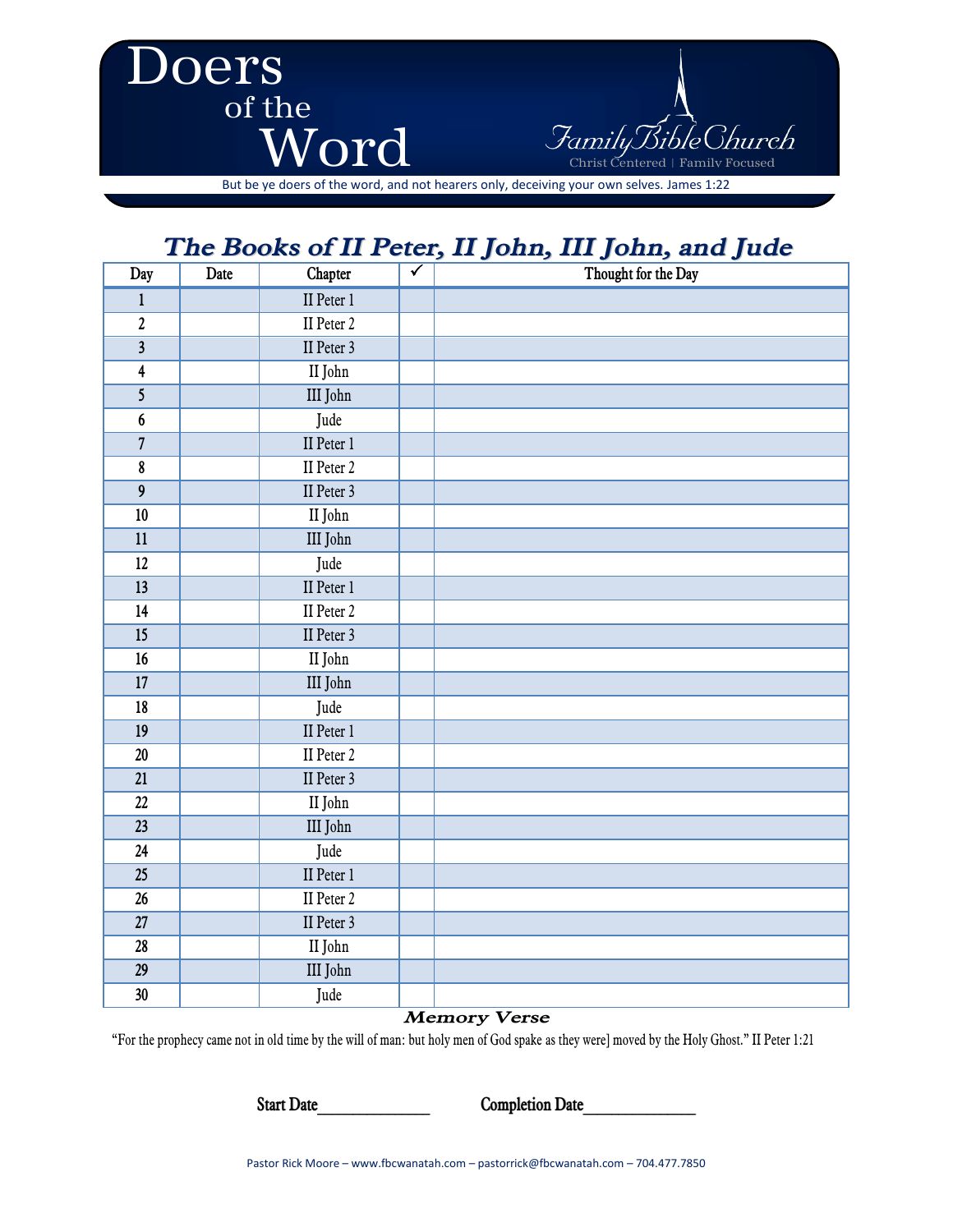# Doers of the Word

Family Bible Church
Christ Centered | Family Focused

But be ye doers of the word, and not hearers only, deceiving your own selves. James 1:22

## *The Books of II Peter, II John, III John, and Jude*

| Day | Date | Chapter | ✓ | Thought for the Day |
|---|---|---|---|---|
| 1 | | II Peter 1 | | |
| 2 | | II Peter 2 | | |
| 3 | | II Peter 3 | | |
| 4 | | II John | | |
| 5 | | III John | | |
| 6 | | Jude | | |
| 7 | | II Peter 1 | | |
| 8 | | II Peter 2 | | |
| 9 | | II Peter 3 | | |
| 10 | | II John | | |
| 11 | | III John | | |
| 12 | | Jude | | |
| 13 | | II Peter 1 | | |
| 14 | | II Peter 2 | | |
| 15 | | II Peter 3 | | |
| 16 | | II John | | |
| 17 | | III John | | |
| 18 | | Jude | | |
| 19 | | II Peter 1 | | |
| 20 | | II Peter 2 | | |
| 21 | | II Peter 3 | | |
| 22 | | II John | | |
| 23 | | III John | | |
| 24 | | Jude | | |
| 25 | | II Peter 1 | | |
| 26 | | II Peter 2 | | |
| 27 | | II Peter 3 | | |
| 28 | | II John | | |
| 29 | | III John | | |
| 30 | | Jude | | |

### *Memory Verse*

"For the prophecy came not in old time by the will of man: but holy men of God spake as they were] moved by the Holy Ghost." II Peter 1:21

**Start Date**______________ **Completion Date**______________

Pastor Rick Moore – www.fbcwanatah.com – pastorrick@fbcwanatah.com – 704.477.7850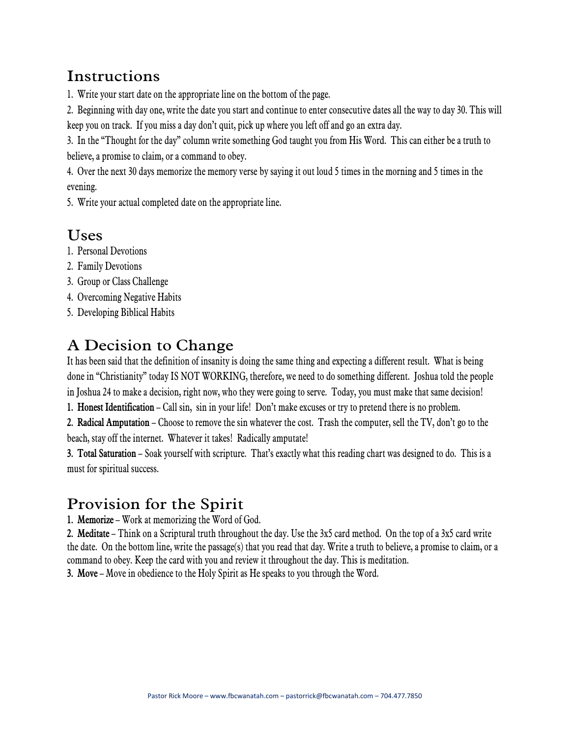## Instructions

1. Write your start date on the appropriate line on the bottom of the page.
2. Beginning with day one, write the date you start and continue to enter consecutive dates all the way to day 30. This will keep you on track. If you miss a day don't quit, pick up where you left off and go an extra day.
3. In the "Thought for the day" column write something God taught you from His Word. This can either be a truth to believe, a promise to claim, or a command to obey.
4. Over the next 30 days memorize the memory verse by saying it out loud 5 times in the morning and 5 times in the evening.
5. Write your actual completed date on the appropriate line.

## Uses

1. Personal Devotions
2. Family Devotions
3. Group or Class Challenge
4. Overcoming Negative Habits
5. Developing Biblical Habits

## A Decision to Change

It has been said that the definition of insanity is doing the same thing and expecting a different result. What is being done in "Christianity" today IS NOT WORKING, therefore, we need to do something different. Joshua told the people in Joshua 24 to make a decision, right now, who they were going to serve. Today, you must make that same decision!

**1. Honest Identification** – Call sin, sin in your life! Don't make excuses or try to pretend there is no problem.

**2. Radical Amputation** – Choose to remove the sin whatever the cost. Trash the computer, sell the TV, don't go to the beach, stay off the internet. Whatever it takes! Radically amputate!

**3. Total Saturation** – Soak yourself with scripture. That's exactly what this reading chart was designed to do. This is a must for spiritual success.

## Provision for the Spirit

**1. Memorize** – Work at memorizing the Word of God.

**2. Meditate** – Think on a Scriptural truth throughout the day. Use the 3x5 card method. On the top of a 3x5 card write the date. On the bottom line, write the passage(s) that you read that day. Write a truth to believe, a promise to claim, or a command to obey. Keep the card with you and review it throughout the day. This is meditation.

**3. Move** – Move in obedience to the Holy Spirit as He speaks to you through the Word.